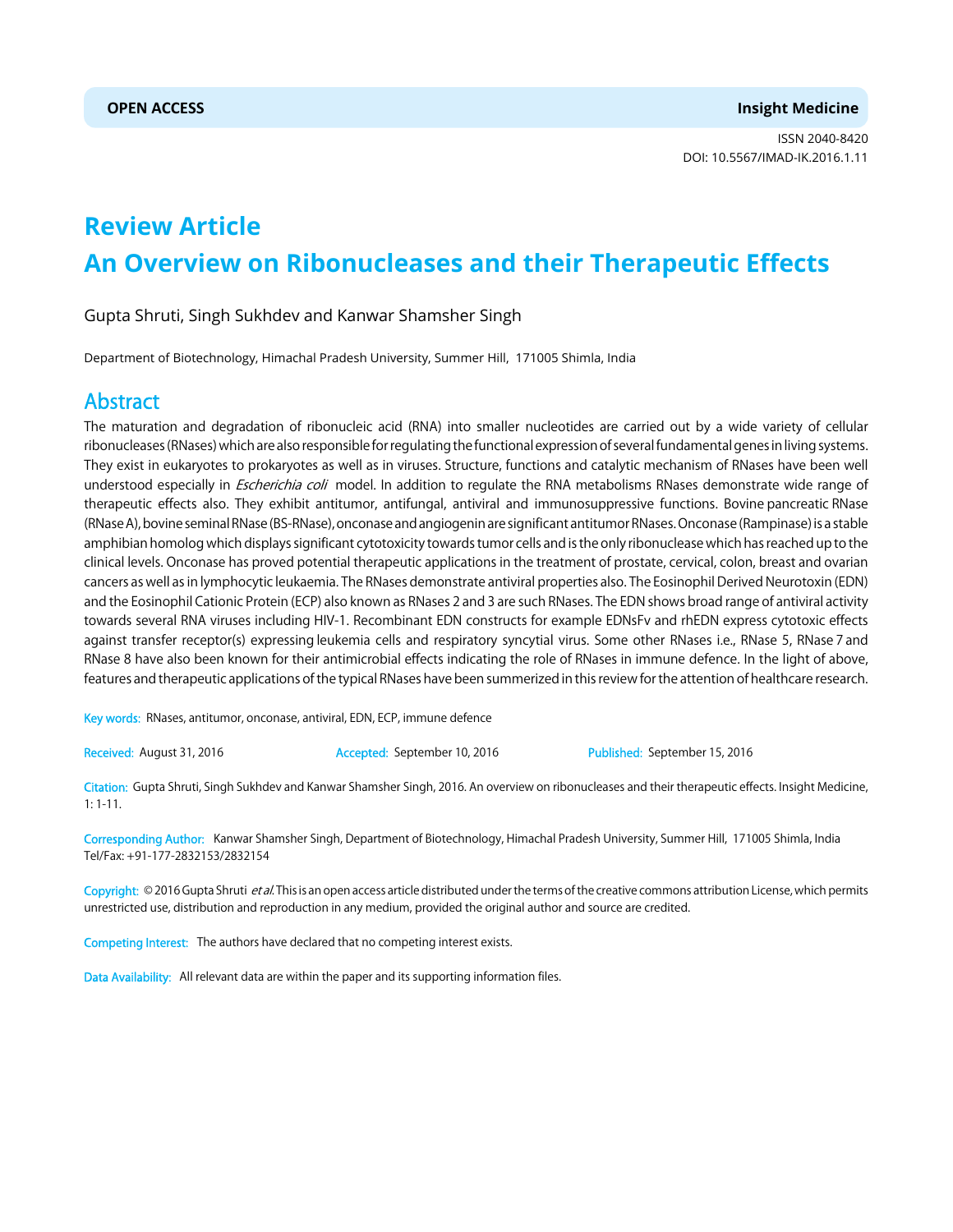**OPEN ACCESS** **Insight Medicine**

ISSN 2040-8420
DOI: 10.5567/IMAD-IK.2016.1.11

# Review Article
# An Overview on Ribonucleases and their Therapeutic Effects

Gupta Shruti, Singh Sukhdev and Kanwar Shamsher Singh

Department of Biotechnology, Himachal Pradesh University, Summer Hill, 171005 Shimla, India

## Abstract

The maturation and degradation of ribonucleic acid (RNA) into smaller nucleotides are carried out by a wide variety of cellular ribonucleases (RNases) which are also responsible for regulating the functional expression of several fundamental genes in living systems. They exist in eukaryotes to prokaryotes as well as in viruses. Structure, functions and catalytic mechanism of RNases have been well understood especially in *Escherichia coli* model. In addition to regulate the RNA metabolisms RNases demonstrate wide range of therapeutic effects also. They exhibit antitumor, antifungal, antiviral and immunosuppressive functions. Bovine pancreatic RNase (RNase A), bovine seminal RNase (BS-RNase), onconase and angiogenin are significant antitumor RNases. Onconase (Rampinase) is a stable amphibian homolog which displays significant cytotoxicity towards tumor cells and is the only ribonuclease which has reached up to the clinical levels. Onconase has proved potential therapeutic applications in the treatment of prostate, cervical, colon, breast and ovarian cancers as well as in lymphocytic leukaemia. The RNases demonstrate antiviral properties also. The Eosinophil Derived Neurotoxin (EDN) and the Eosinophil Cationic Protein (ECP) also known as RNases 2 and 3 are such RNases. The EDN shows broad range of antiviral activity towards several RNA viruses including HIV-1. Recombinant EDN constructs for example EDNsFv and rhEDN express cytotoxic effects against transfer receptor(s) expressing leukemia cells and respiratory syncytial virus. Some other RNases i.e., RNase 5, RNase 7 and RNase 8 have also been known for their antimicrobial effects indicating the role of RNases in immune defence. In the light of above, features and therapeutic applications of the typical RNases have been summerized in this review for the attention of healthcare research.

**Key words:** RNases, antitumor, onconase, antiviral, EDN, ECP, immune defence

**Received:** August 31, 2016 **Accepted:** September 10, 2016 **Published:** September 15, 2016

**Citation:** Gupta Shruti, Singh Sukhdev and Kanwar Shamsher Singh, 2016. An overview on ribonucleases and their therapeutic effects. Insight Medicine, 1: 1-11.

**Corresponding Author:** Kanwar Shamsher Singh, Department of Biotechnology, Himachal Pradesh University, Summer Hill, 171005 Shimla, India
Tel/Fax: +91-177-2832153/2832154

**Copyright:** © 2016 Gupta Shruti *et al*. This is an open access article distributed under the terms of the creative commons attribution License, which permits unrestricted use, distribution and reproduction in any medium, provided the original author and source are credited.

**Competing Interest:** The authors have declared that no competing interest exists.

**Data Availability:** All relevant data are within the paper and its supporting information files.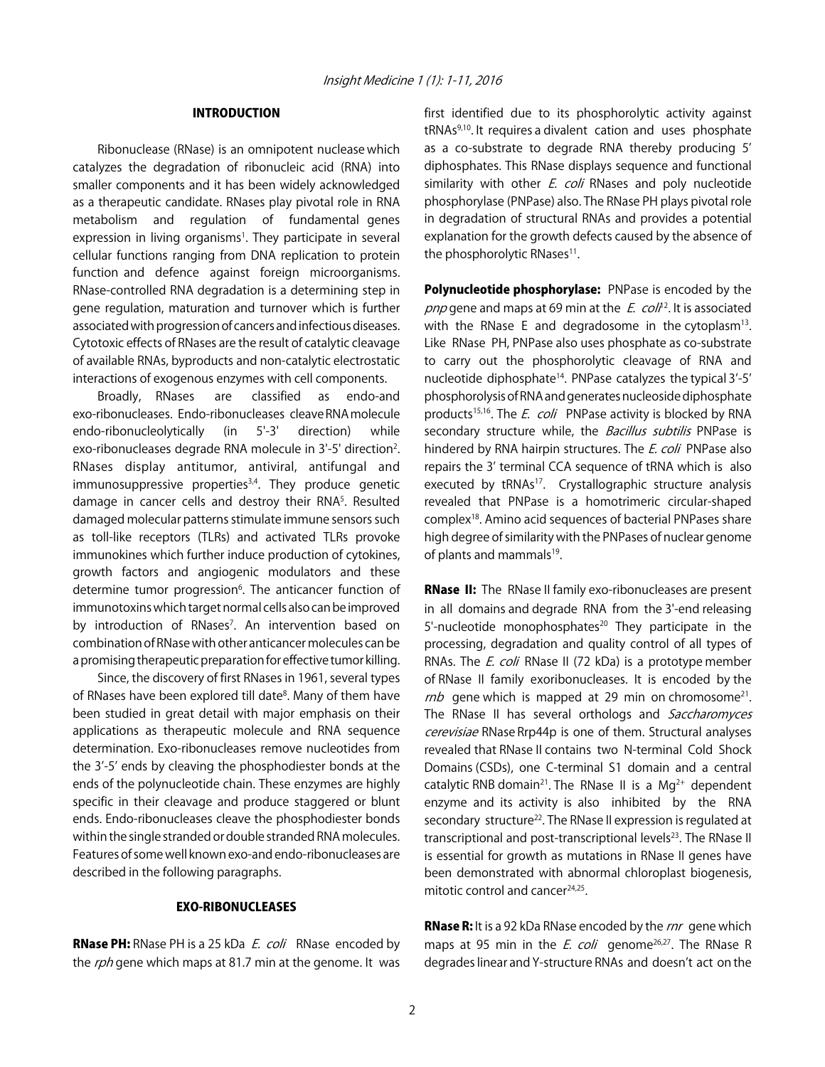## INTRODUCTION

Ribonuclease (RNase) is an omnipotent nuclease which catalyzes the degradation of ribonucleic acid (RNA) into smaller components and it has been widely acknowledged as a therapeutic candidate. RNases play pivotal role in RNA metabolism and regulation of fundamental genes expression in living organisms[1]. They participate in several cellular functions ranging from DNA replication to protein function and defence against foreign microorganisms. RNase-controlled RNA degradation is a determining step in gene regulation, maturation and turnover which is further associated with progression of cancers and infectious diseases. Cytotoxic effects of RNases are the result of catalytic cleavage of available RNAs, byproducts and non-catalytic electrostatic interactions of exogenous enzymes with cell components.

Broadly, RNases are classified as endo-and exo-ribonucleases. Endo-ribonucleases cleave RNA molecule endo-ribonucleolytically (in 5'-3' direction) while exo-ribonucleases degrade RNA molecule in 3'-5' direction[2]. RNases display antitumor, antiviral, antifungal and immunosuppressive properties[3,4]. They produce genetic damage in cancer cells and destroy their RNA[5]. Resulted damaged molecular patterns stimulate immune sensors such as toll-like receptors (TLRs) and activated TLRs provoke immunokines which further induce production of cytokines, growth factors and angiogenic modulators and these determine tumor progression[6]. The anticancer function of immunotoxins which target normal cells also can be improved by introduction of RNases[7]. An intervention based on combination of RNase with other anticancer molecules can be a promising therapeutic preparation for effective tumor killing.

Since, the discovery of first RNases in 1961, several types of RNases have been explored till date[8]. Many of them have been studied in great detail with major emphasis on their applications as therapeutic molecule and RNA sequence determination. Exo-ribonucleases remove nucleotides from the 3'-5' ends by cleaving the phosphodiester bonds at the ends of the polynucleotide chain. These enzymes are highly specific in their cleavage and produce staggered or blunt ends. Endo-ribonucleases cleave the phosphodiester bonds within the single stranded or double stranded RNA molecules. Features of some well known exo-and endo-ribonucleases are described in the following paragraphs.

## EXO-RIBONUCLEASES

**RNase PH:** RNase PH is a 25 kDa *E. coli* RNase encoded by the *rph* gene which maps at 81.7 min at the genome. It was first identified due to its phosphorolytic activity against tRNAs[9,10]. It requires a divalent cation and uses phosphate as a co-substrate to degrade RNA thereby producing 5' diphosphates. This RNase displays sequence and functional similarity with other *E. coli* RNases and poly nucleotide phosphorylase (PNPase) also. The RNase PH plays pivotal role in degradation of structural RNAs and provides a potential explanation for the growth defects caused by the absence of the phosphorolytic RNases[11].

**Polynucleotide phosphorylase:** PNPase is encoded by the *pnp* gene and maps at 69 min at the *E. coli*[12]. It is associated with the RNase E and degradosome in the cytoplasm[13]. Like RNase PH, PNPase also uses phosphate as co-substrate to carry out the phosphorolytic cleavage of RNA and nucleotide diphosphate[14]. PNPase catalyzes the typical 3'-5' phosphorolysis of RNA and generates nucleoside diphosphate products[15,16]. The *E. coli* PNPase activity is blocked by RNA secondary structure while, the *Bacillus subtilis* PNPase is hindered by RNA hairpin structures. The *E. coli* PNPase also repairs the 3' terminal CCA sequence of tRNA which is also executed by tRNAs[17]. Crystallographic structure analysis revealed that PNPase is a homotrimeric circular-shaped complex[18]. Amino acid sequences of bacterial PNPases share high degree of similarity with the PNPases of nuclear genome of plants and mammals[19].

**RNase II:** The RNase II family exo-ribonucleases are present in all domains and degrade RNA from the 3'-end releasing 5'-nucleotide monophosphates[20] They participate in the processing, degradation and quality control of all types of RNAs. The *E. coli* RNase II (72 kDa) is a prototype member of RNase II family exoribonucleases. It is encoded by the *rnb* gene which is mapped at 29 min on chromosome[21]. The RNase II has several orthologs and *Saccharomyces cerevisiae* RNase Rrp44p is one of them. Structural analyses revealed that RNase II contains two N-terminal Cold Shock Domains (CSDs), one C-terminal S1 domain and a central catalytic RNB domain[21]. The RNase II is a $Mg^{2+}$ dependent enzyme and its activity is also inhibited by the RNA secondary structure[22]. The RNase II expression is regulated at transcriptional and post-transcriptional levels[23]. The RNase II is essential for growth as mutations in RNase II genes have been demonstrated with abnormal chloroplast biogenesis, mitotic control and cancer[24,25].

**RNase R:** It is a 92 kDa RNase encoded by the *rnr* gene which maps at 95 min in the *E. coli* genome[26,27]. The RNase R degrades linear and Y-structure RNAs and doesn't act on the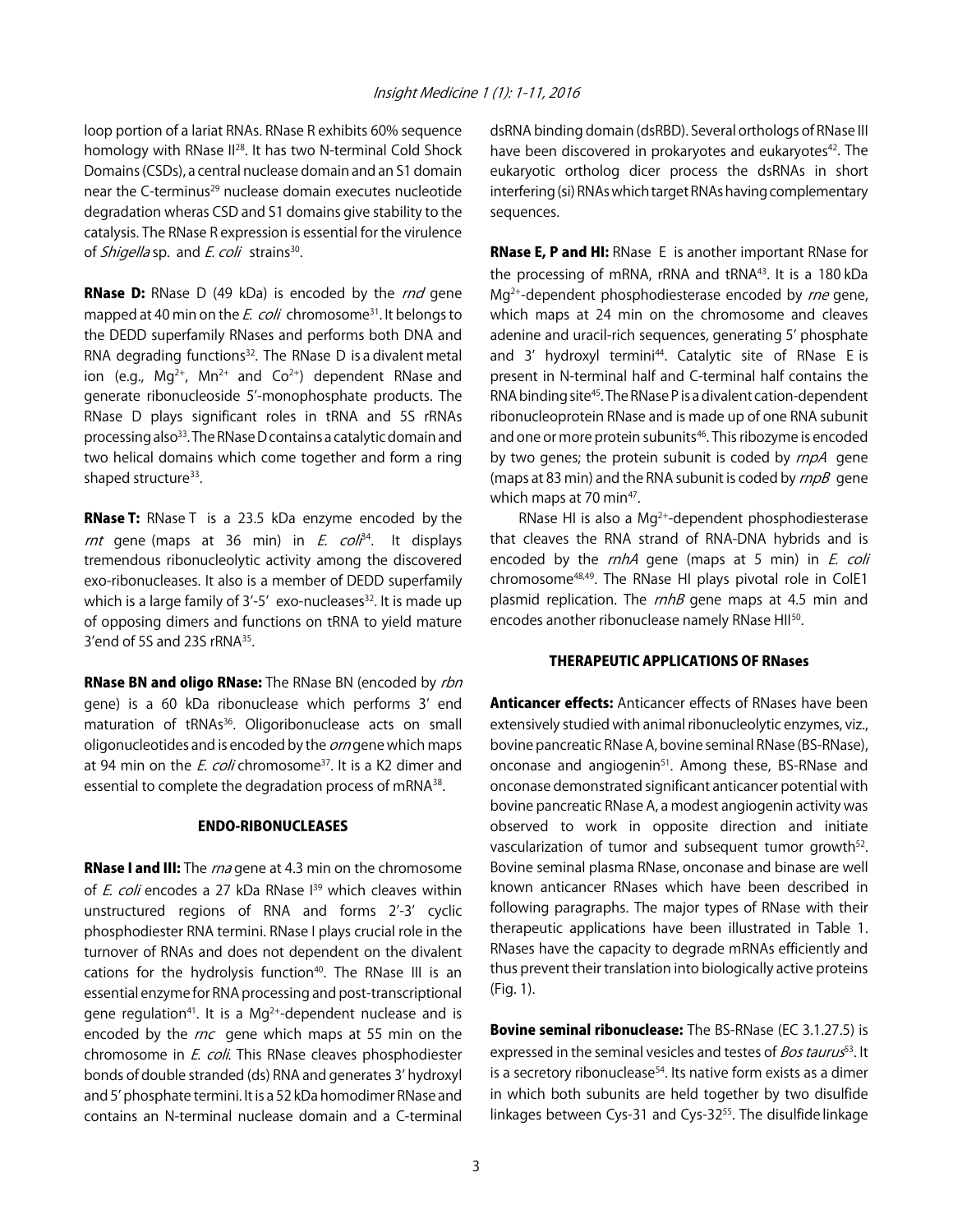loop portion of a lariat RNAs. RNase R exhibits 60% sequence homology with RNase II[28]. It has two N-terminal Cold Shock Domains (CSDs), a central nuclease domain and an S1 domain near the C-terminus[29] nuclease domain executes nucleotide degradation wheras CSD and S1 domains give stability to the catalysis. The RNase R expression is essential for the virulence of *Shigella* sp. and *E. coli* strains[30].

**RNase D:** RNase D (49 kDa) is encoded by the *rnd* gene mapped at 40 min on the *E. coli* chromosome[31]. It belongs to the DEDD superfamily RNases and performs both DNA and RNA degrading functions[32]. The RNase D is a divalent metal ion (e.g., $Mg^{2+}$, $Mn^{2+}$ and $Co^{2+}$) dependent RNase and generate ribonucleoside 5'-monophosphate products. The RNase D plays significant roles in tRNA and 5S rRNAs processing also[33]. The RNase D contains a catalytic domain and two helical domains which come together and form a ring shaped structure[33].

**RNase T:** RNase T is a 23.5 kDa enzyme encoded by the *rnt* gene (maps at 36 min) in *E. coli*[34]. It displays tremendous ribonucleolytic activity among the discovered exo-ribonucleases. It also is a member of DEDD superfamily which is a large family of 3'-5' exo-nucleases[32]. It is made up of opposing dimers and functions on tRNA to yield mature 3'end of 5S and 23S rRNA[35].

**RNase BN and oligo RNase:** The RNase BN (encoded by *rbn* gene) is a 60 kDa ribonuclease which performs 3' end maturation of tRNAs[36]. Oligoribonuclease acts on small oligonucleotides and is encoded by the *orn* gene which maps at 94 min on the *E. coli* chromosome[37]. It is a K2 dimer and essential to complete the degradation process of mRNA[38].

## ENDO-RIBONUCLEASES

**RNase I and III:** The *rna* gene at 4.3 min on the chromosome of *E. coli* encodes a 27 kDa RNase I[39] which cleaves within unstructured regions of RNA and forms 2'-3' cyclic phosphodiester RNA termini. RNase I plays crucial role in the turnover of RNAs and does not dependent on the divalent cations for the hydrolysis function[40]. The RNase III is an essential enzyme for RNA processing and post-transcriptional gene regulation[41]. It is a $Mg^{2+}$-dependent nuclease and is encoded by the *rnc* gene which maps at 55 min on the chromosome in *E. coli*. This RNase cleaves phosphodiester bonds of double stranded (ds) RNA and generates 3' hydroxyl and 5' phosphate termini. It is a 52 kDa homodimer RNase and contains an N-terminal nuclease domain and a C-terminal dsRNA binding domain (dsRBD). Several orthologs of RNase III have been discovered in prokaryotes and eukaryotes[42]. The eukaryotic ortholog dicer process the dsRNAs in short interfering (si) RNAs which target RNAs having complementary sequences.

**RNase E, P and HI:** RNase E is another important RNase for the processing of mRNA, rRNA and tRNA[43]. It is a 180 kDa $Mg^{2+}$-dependent phosphodiesterase encoded by *rne* gene, which maps at 24 min on the chromosome and cleaves adenine and uracil-rich sequences, generating 5' phosphate and 3' hydroxyl termini[44]. Catalytic site of RNase E is present in N-terminal half and C-terminal half contains the RNA binding site[45]. The RNase P is a divalent cation-dependent ribonucleoprotein RNase and is made up of one RNA subunit and one or more protein subunits[46]. This ribozyme is encoded by two genes; the protein subunit is coded by *rnpA* gene (maps at 83 min) and the RNA subunit is coded by *rnpB* gene which maps at 70 min[47].

RNase HI is also a $Mg^{2+}$-dependent phosphodiesterase that cleaves the RNA strand of RNA-DNA hybrids and is encoded by the *rnhA* gene (maps at 5 min) in *E. coli* chromosome[48,49]. The RNase HI plays pivotal role in ColE1 plasmid replication. The *rnhB* gene maps at 4.5 min and encodes another ribonuclease namely RNase HII[50].

## THERAPEUTIC APPLICATIONS OF RNases

**Anticancer effects:** Anticancer effects of RNases have been extensively studied with animal ribonucleolytic enzymes, viz., bovine pancreatic RNase A, bovine seminal RNase (BS-RNase), onconase and angiogenin[51]. Among these, BS-RNase and onconase demonstrated significant anticancer potential with bovine pancreatic RNase A, a modest angiogenin activity was observed to work in opposite direction and initiate vascularization of tumor and subsequent tumor growth[52]. Bovine seminal plasma RNase, onconase and binase are well known anticancer RNases which have been described in following paragraphs. The major types of RNase with their therapeutic applications have been illustrated in Table 1. RNases have the capacity to degrade mRNAs efficiently and thus prevent their translation into biologically active proteins (Fig. 1).

**Bovine seminal ribonuclease:** The BS-RNase (EC 3.1.27.5) is expressed in the seminal vesicles and testes of *Bos taurus*[53]. It is a secretory ribonuclease[54]. Its native form exists as a dimer in which both subunits are held together by two disulfide linkages between Cys-31 and Cys-32[55]. The disulfide linkage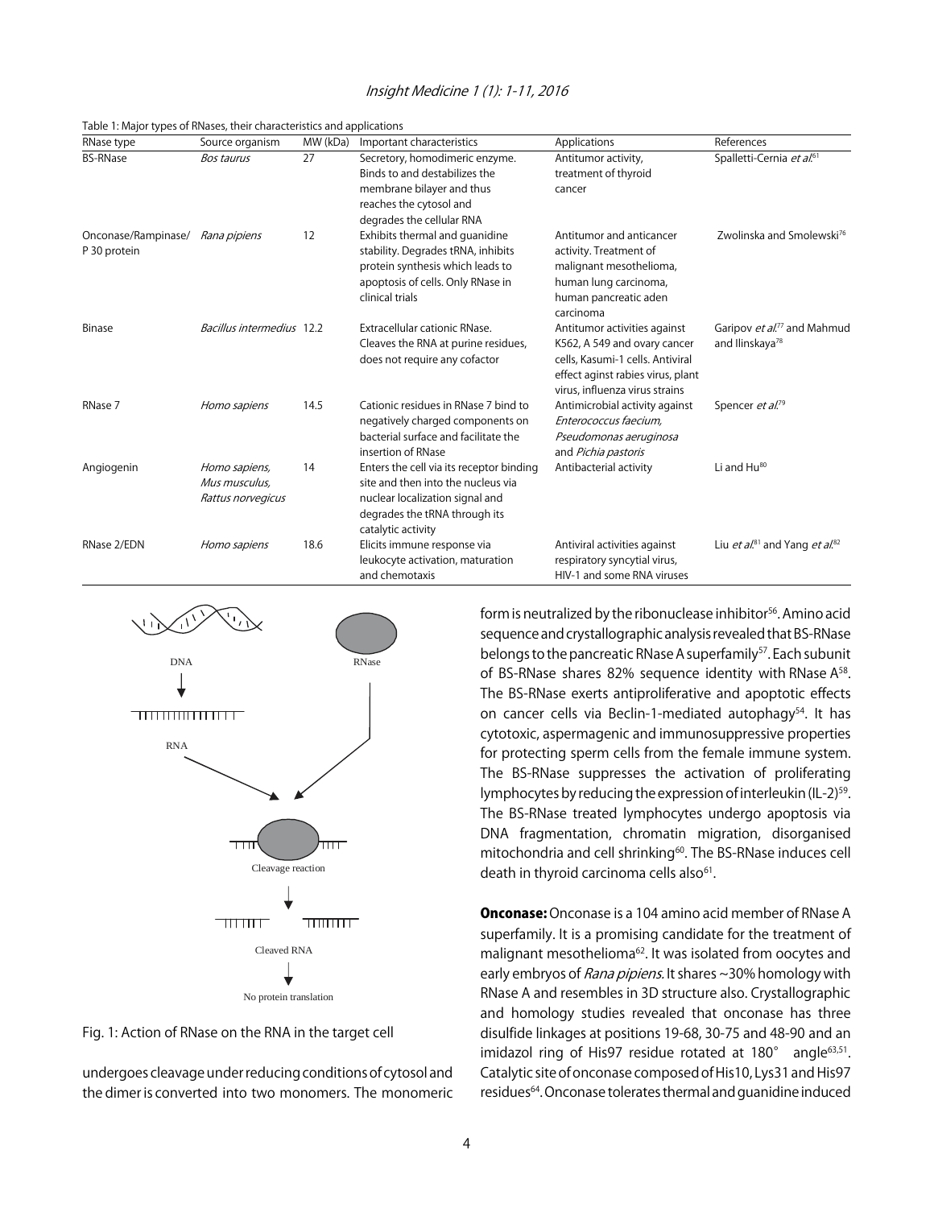Table 1: Major types of RNases, their characteristics and applications

| RNase type | Source organism | MW (kDa) | Important characteristics | Applications | References |
|---|---|---|---|---|---|
| BS-RNase | *Bos taurus* | 27 | Secretory, homodimeric enzyme. Binds to and destabilizes the membrane bilayer and thus reaches the cytosol and degrades the cellular RNA | Antitumor activity, treatment of thyroid cancer | Spalletti-Cernia *et al.*[61] |
| Onconase/Rampinase/ P 30 protein | *Rana pipiens* | 12 | Exhibits thermal and guanidine stability. Degrades tRNA, inhibits protein synthesis which leads to apoptosis of cells. Only RNase in clinical trials | Antitumor and anticancer activity. Treatment of malignant mesothelioma, human lung carcinoma, human pancreatic aden carcinoma | Zwolinska and Smolewski[76] |
| Binase | *Bacillus intermedius* | 12.2 | Extracellular cationic RNase. Cleaves the RNA at purine residues, does not require any cofactor | Antitumor activities against K562, A 549 and ovary cancer cells, Kasumi-1 cells. Antiviral effect aginst rabies virus, plant virus, influenza virus strains | Garipov *et al.*[77] and Mahmud and Ilinskaya[78] |
| RNase 7 | *Homo sapiens* | 14.5 | Cationic residues in RNase 7 bind to negatively charged components on bacterial surface and facilitate the insertion of RNase | Antimicrobial activity against *Enterococcus faecium, Pseudomonas aeruginosa* and *Pichia pastoris* | Spencer *et al.*[79] |
| Angiogenin | *Homo sapiens, Mus musculus, Rattus norvegicus* | 14 | Enters the cell via its receptor binding site and then into the nucleus via nuclear localization signal and degrades the tRNA through its catalytic activity | Antibacterial activity | Li and Hu[80] |
| RNase 2/EDN | *Homo sapiens* | 18.6 | Elicits immune response via leukocyte activation, maturation and chemotaxis | Antiviral activities against respiratory syncytial virus, HIV-1 and some RNA viruses | Liu *et al.*[81] and Yang *et al.*[82] |

Fig. 1: Action of RNase on the RNA in the target cell

undergoes cleavage under reducing conditions of cytosol and the dimer is converted into two monomers. The monomeric form is neutralized by the ribonuclease inhibitor[56]. Amino acid sequence and crystallographic analysis revealed that BS-RNase belongs to the pancreatic RNase A superfamily[57]. Each subunit of BS-RNase shares 82% sequence identity with RNase A[58]. The BS-RNase exerts antiproliferative and apoptotic effects on cancer cells via Beclin-1-mediated autophagy[54]. It has cytotoxic, aspermagenic and immunosuppressive properties for protecting sperm cells from the female immune system. The BS-RNase suppresses the activation of proliferating lymphocytes by reducing the expression of interleukin (IL-2)[59]. The BS-RNase treated lymphocytes undergo apoptosis via DNA fragmentation, chromatin migration, disorganised mitochondria and cell shrinking[60]. The BS-RNase induces cell death in thyroid carcinoma cells also[61].

**Onconase:** Onconase is a 104 amino acid member of RNase A superfamily. It is a promising candidate for the treatment of malignant mesothelioma[62]. It was isolated from oocytes and early embryos of *Rana pipiens*. It shares ~30% homology with RNase A and resembles in 3D structure also. Crystallographic and homology studies revealed that onconase has three disulfide linkages at positions 19-68, 30-75 and 48-90 and an imidazol ring of His97 residue rotated at 180° angle[63,51]. Catalytic site of onconase composed of His10, Lys31 and His97 residues[64]. Onconase tolerates thermal and guanidine induced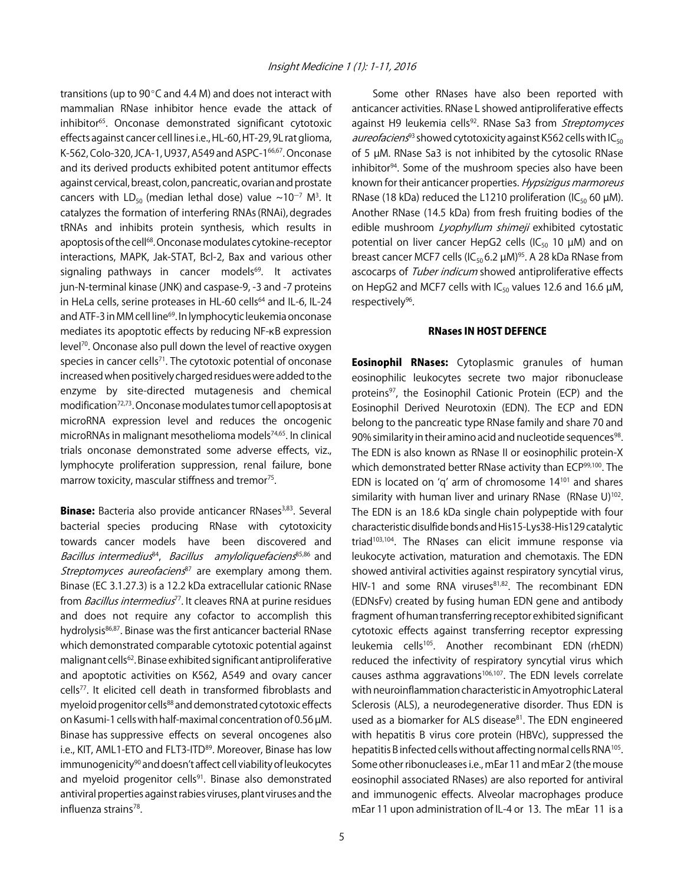transitions (up to 90°C and 4.4 M) and does not interact with mammalian RNase inhibitor hence evade the attack of inhibitor[65]. Onconase demonstrated significant cytotoxic effects against cancer cell lines i.e., HL-60, HT-29, 9L rat glioma, K-562, Colo-320, JCA-1, U937, A549 and ASPC-1[66,67]. Onconase and its derived products exhibited potent antitumor effects against cervical, breast, colon, pancreatic, ovarian and prostate cancers with $LD_{50}$ (median lethal dose) value ~$10^{-7}$ $M^3$. It catalyzes the formation of interfering RNAs (RNAi), degrades tRNAs and inhibits protein synthesis, which results in apoptosis of the cell[68]. Onconase modulates cytokine-receptor interactions, MAPK, Jak-STAT, Bcl-2, Bax and various other signaling pathways in cancer models[69]. It activates jun-N-terminal kinase (JNK) and caspase-9, -3 and -7 proteins in HeLa cells, serine proteases in HL-60 cells[64] and IL-6, IL-24 and ATF-3 in MM cell line[69]. In lymphocytic leukemia onconase mediates its apoptotic effects by reducing NF-κB expression level[70]. Onconase also pull down the level of reactive oxygen species in cancer cells[71]. The cytotoxic potential of onconase increased when positively charged residues were added to the enzyme by site-directed mutagenesis and chemical modification[72,73]. Onconase modulates tumor cell apoptosis at microRNA expression level and reduces the oncogenic microRNAs in malignant mesothelioma models[74,65]. In clinical trials onconase demonstrated some adverse effects, viz., lymphocyte proliferation suppression, renal failure, bone marrow toxicity, mascular stiffness and tremor[75].

**Binase:** Bacteria also provide anticancer RNases[3,83]. Several bacterial species producing RNase with cytotoxicity towards cancer models have been discovered and *Bacillus intermedius*[84], *Bacillus amyloliquefaciens*[85,86] and *Streptomyces aureofaciens*[87] are exemplary among them. Binase (EC 3.1.27.3) is a 12.2 kDa extracellular cationic RNase from *Bacillus intermedius*[77]. It cleaves RNA at purine residues and does not require any cofactor to accomplish this hydrolysis[86,87]. Binase was the first anticancer bacterial RNase which demonstrated comparable cytotoxic potential against malignant cells[62]. Binase exhibited significant antiproliferative and apoptotic activities on K562, A549 and ovary cancer cells[77]. It elicited cell death in transformed fibroblasts and myeloid progenitor cells[88] and demonstrated cytotoxic effects on Kasumi-1 cells with half-maximal concentration of 0.56 μM. Binase has suppressive effects on several oncogenes also i.e., KIT, AML1-ETO and FLT3-ITD[89]. Moreover, Binase has low immunogenicity[90] and doesn't affect cell viability of leukocytes and myeloid progenitor cells[91]. Binase also demonstrated antiviral properties against rabies viruses, plant viruses and the influenza strains[78].

Some other RNases have also been reported with anticancer activities. RNase L showed antiproliferative effects against H9 leukemia cells[92]. RNase Sa3 from *Streptomyces aureofaciens*[93] showed cytotoxicity against K562 cells with $IC_{50}$ of 5 μM. RNase Sa3 is not inhibited by the cytosolic RNase inhibitor[94]. Some of the mushroom species also have been known for their anticancer properties. *Hypsizigus marmoreus* RNase (18 kDa) reduced the L1210 proliferation ($IC_{50}$ 60 μM). Another RNase (14.5 kDa) from fresh fruiting bodies of the edible mushroom *Lyophyllum shimeji* exhibited cytostatic potential on liver cancer HepG2 cells ($IC_{50}$ 10 μM) and on breast cancer MCF7 cells ($IC_{50}$ 6.2 μM)[95]. A 28 kDa RNase from ascocarps of *Tuber indicum* showed antiproliferative effects on HepG2 and MCF7 cells with $IC_{50}$ values 12.6 and 16.6 μM, respectively[96].

## RNases IN HOST DEFENCE

**Eosinophil RNases:** Cytoplasmic granules of human eosinophilic leukocytes secrete two major ribonuclease proteins[97], the Eosinophil Cationic Protein (ECP) and the Eosinophil Derived Neurotoxin (EDN). The ECP and EDN belong to the pancreatic type RNase family and share 70 and 90% similarity in their amino acid and nucleotide sequences[98]. The EDN is also known as RNase II or eosinophilic protein-X which demonstrated better RNase activity than ECP[99,100]. The EDN is located on 'q' arm of chromosome 14[101] and shares similarity with human liver and urinary RNase (RNase U)[102]. The EDN is an 18.6 kDa single chain polypeptide with four characteristic disulfide bonds and His15-Lys38-His129 catalytic triad[103,104]. The RNases can elicit immune response via leukocyte activation, maturation and chemotaxis. The EDN showed antiviral activities against respiratory syncytial virus, HIV-1 and some RNA viruses[81,82]. The recombinant EDN (EDNsFv) created by fusing human EDN gene and antibody fragment of human transferring receptor exhibited significant cytotoxic effects against transferring receptor expressing leukemia cells[105]. Another recombinant EDN (rhEDN) reduced the infectivity of respiratory syncytial virus which causes asthma aggravations[106,107]. The EDN levels correlate with neuroinflammation characteristic in Amyotrophic Lateral Sclerosis (ALS), a neurodegenerative disorder. Thus EDN is used as a biomarker for ALS disease[81]. The EDN engineered with hepatitis B virus core protein (HBVc), suppressed the hepatitis B infected cells without affecting normal cells RNA[105]. Some other ribonucleases i.e., mEar 11 and mEar 2 (the mouse eosinophil associated RNases) are also reported for antiviral and immunogenic effects. Alveolar macrophages produce mEar 11 upon administration of IL-4 or 13. The mEar 11 is a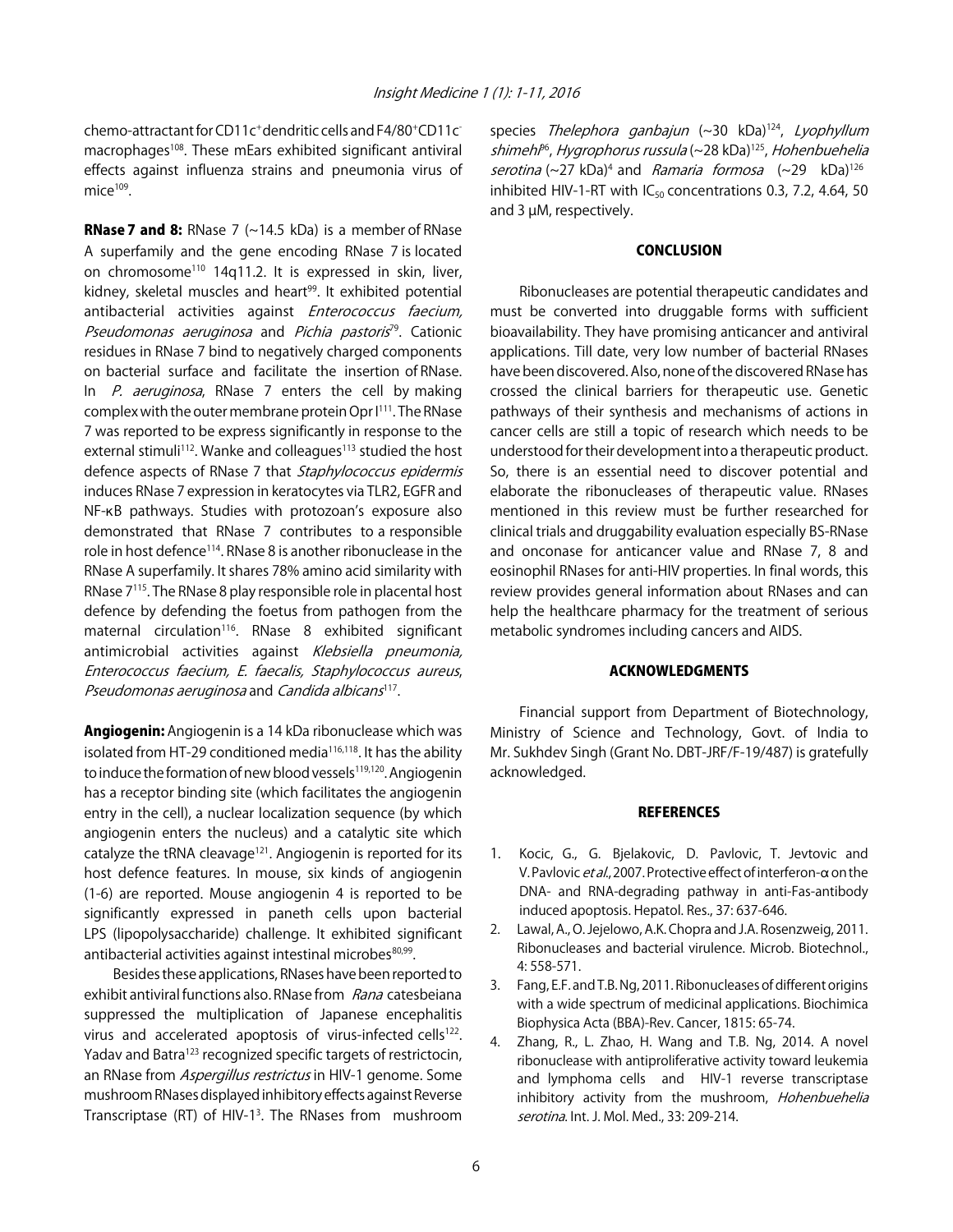chemo-attractant for CD11c+ dendritic cells and F4/80+CD11c- macrophages[108]. These mEars exhibited significant antiviral effects against influenza strains and pneumonia virus of mice[109].

**RNase 7 and 8:** RNase 7 (~14.5 kDa) is a member of RNase A superfamily and the gene encoding RNase 7 is located on chromosome[110] 14q11.2. It is expressed in skin, liver, kidney, skeletal muscles and heart[99]. It exhibited potential antibacterial activities against *Enterococcus faecium, Pseudomonas aeruginosa* and *Pichia pastoris*[79]. Cationic residues in RNase 7 bind to negatively charged components on bacterial surface and facilitate the insertion of RNase. In *P. aeruginosa*, RNase 7 enters the cell by making complex with the outer membrane protein Opr I[111]. The RNase 7 was reported to be express significantly in response to the external stimuli[112]. Wanke and colleagues[113] studied the host defence aspects of RNase 7 that *Staphylococcus epidermis* induces RNase 7 expression in keratocytes via TLR2, EGFR and NF-κB pathways. Studies with protozoan's exposure also demonstrated that RNase 7 contributes to a responsible role in host defence[114]. RNase 8 is another ribonuclease in the RNase A superfamily. It shares 78% amino acid similarity with RNase 7[115]. The RNase 8 play responsible role in placental host defence by defending the foetus from pathogen from the maternal circulation[116]. RNase 8 exhibited significant antimicrobial activities against *Klebsiella pneumonia, Enterococcus faecium, E. faecalis, Staphylococcus aureus*, *Pseudomonas aeruginosa* and *Candida albicans*[117].

**Angiogenin:** Angiogenin is a 14 kDa ribonuclease which was isolated from HT-29 conditioned media[116,118]. It has the ability to induce the formation of new blood vessels[119,120]. Angiogenin has a receptor binding site (which facilitates the angiogenin entry in the cell), a nuclear localization sequence (by which angiogenin enters the nucleus) and a catalytic site which catalyze the tRNA cleavage[121]. Angiogenin is reported for its host defence features. In mouse, six kinds of angiogenin (1-6) are reported. Mouse angiogenin 4 is reported to be significantly expressed in paneth cells upon bacterial LPS (lipopolysaccharide) challenge. It exhibited significant antibacterial activities against intestinal microbes[80,99].

Besides these applications, RNases have been reported to exhibit antiviral functions also. RNase from *Rana* catesbeiana suppressed the multiplication of Japanese encephalitis virus and accelerated apoptosis of virus-infected cells[122]. Yadav and Batra[123] recognized specific targets of restrictocin, an RNase from *Aspergillus restrictus* in HIV-1 genome. Some mushroom RNases displayed inhibitory effects against Reverse Transcriptase (RT) of HIV-1[3]. The RNases from mushroom species *Thelephora ganbajun* (~30 kDa)[124], *Lyophyllum shimehi*[36], *Hygrophorus russula* (~28 kDa)[125], *Hohenbuehelia serotina* (~27 kDa)[4] and *Ramaria formosa* (~29 kDa)[126] inhibited HIV-1-RT with $IC_{50}$ concentrations 0.3, 7.2, 4.64, 50 and 3 μM, respectively.

## CONCLUSION

Ribonucleases are potential therapeutic candidates and must be converted into druggable forms with sufficient bioavailability. They have promising anticancer and antiviral applications. Till date, very low number of bacterial RNases have been discovered. Also, none of the discovered RNase has crossed the clinical barriers for therapeutic use. Genetic pathways of their synthesis and mechanisms of actions in cancer cells are still a topic of research which needs to be understood for their development into a therapeutic product. So, there is an essential need to discover potential and elaborate the ribonucleases of therapeutic value. RNases mentioned in this review must be further researched for clinical trials and druggability evaluation especially BS-RNase and onconase for anticancer value and RNase 7, 8 and eosinophil RNases for anti-HIV properties. In final words, this review provides general information about RNases and can help the healthcare pharmacy for the treatment of serious metabolic syndromes including cancers and AIDS.

## ACKNOWLEDGMENTS

Financial support from Department of Biotechnology, Ministry of Science and Technology, Govt. of India to Mr. Sukhdev Singh (Grant No. DBT-JRF/F-19/487) is gratefully acknowledged.

## REFERENCES

1. Kocic, G., G. Bjelakovic, D. Pavlovic, T. Jevtovic and V. Pavlovic *et al.*, 2007. Protective effect of interferon-α on the DNA- and RNA-degrading pathway in anti-Fas-antibody induced apoptosis. Hepatol. Res., 37: 637-646.
2. Lawal, A., O. Jejelowo, A.K. Chopra and J.A. Rosenzweig, 2011. Ribonucleases and bacterial virulence. Microb. Biotechnol., 4: 558-571.
3. Fang, E.F. and T.B. Ng, 2011. Ribonucleases of different origins with a wide spectrum of medicinal applications. Biochimica Biophysica Acta (BBA)-Rev. Cancer, 1815: 65-74.
4. Zhang, R., L. Zhao, H. Wang and T.B. Ng, 2014. A novel ribonuclease with antiproliferative activity toward leukemia and lymphoma cells and HIV-1 reverse transcriptase inhibitory activity from the mushroom, *Hohenbuehelia serotina*. Int. J. Mol. Med., 33: 209-214.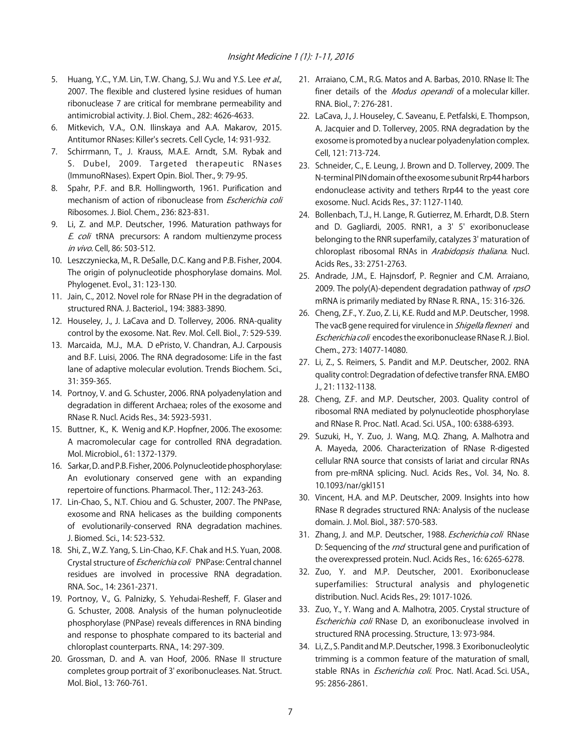5. Huang, Y.C., Y.M. Lin, T.W. Chang, S.J. Wu and Y.S. Lee *et al*., 2007. The flexible and clustered lysine residues of human ribonuclease 7 are critical for membrane permeability and antimicrobial activity. J. Biol. Chem., 282: 4626-4633.
6. Mitkevich, V.A., O.N. Ilinskaya and A.A. Makarov, 2015. Antitumor RNases: Killer's secrets. Cell Cycle, 14: 931-932.
7. Schirrmann, T., J. Krauss, M.A.E. Arndt, S.M. Rybak and S. Dubel, 2009. Targeted therapeutic RNases (ImmunoRNases). Expert Opin. Biol. Ther., 9: 79-95.
8. Spahr, P.F. and B.R. Hollingworth, 1961. Purification and mechanism of action of ribonuclease from *Escherichia coli* Ribosomes. J. Biol. Chem., 236: 823-831.
9. Li, Z. and M.P. Deutscher, 1996. Maturation pathways for *E. coli* tRNA precursors: A random multienzyme process *in vivo*. Cell, 86: 503-512.
10. Leszczyniecka, M., R. DeSalle, D.C. Kang and P.B. Fisher, 2004. The origin of polynucleotide phosphorylase domains. Mol. Phylogenet. Evol., 31: 123-130.
11. Jain, C., 2012. Novel role for RNase PH in the degradation of structured RNA. J. Bacteriol., 194: 3883-3890.
12. Houseley, J., J. LaCava and D. Tollervey, 2006. RNA-quality control by the exosome. Nat. Rev. Mol. Cell. Biol., 7: 529-539.
13. Marcaida, M.J., M.A. D ePristo, V. Chandran, A.J. Carpousis and B.F. Luisi, 2006. The RNA degradosome: Life in the fast lane of adaptive molecular evolution. Trends Biochem. Sci., 31: 359-365.
14. Portnoy, V. and G. Schuster, 2006. RNA polyadenylation and degradation in different Archaea; roles of the exosome and RNase R. Nucl. Acids Res., 34: 5923-5931.
15. Buttner, K., K. Wenig and K.P. Hopfner, 2006. The exosome: A macromolecular cage for controlled RNA degradation. Mol. Microbiol., 61: 1372-1379.
16. Sarkar, D. and P.B. Fisher, 2006. Polynucleotide phosphorylase: An evolutionary conserved gene with an expanding repertoire of functions. Pharmacol. Ther., 112: 243-263.
17. Lin-Chao, S., N.T. Chiou and G. Schuster, 2007. The PNPase, exosome and RNA helicases as the building components of evolutionarily-conserved RNA degradation machines. J. Biomed. Sci., 14: 523-532.
18. Shi, Z., W.Z. Yang, S. Lin-Chao, K.F. Chak and H.S. Yuan, 2008. Crystal structure of *Escherichia coli* PNPase: Central channel residues are involved in processive RNA degradation. RNA. Soc., 14: 2361-2371.
19. Portnoy, V., G. Palnizky, S. Yehudai-Resheff, F. Glaser and G. Schuster, 2008. Analysis of the human polynucleotide phosphorylase (PNPase) reveals differences in RNA binding and response to phosphate compared to its bacterial and chloroplast counterparts. RNA., 14: 297-309.
20. Grossman, D. and A. van Hoof, 2006. RNase II structure completes group portrait of 3' exoribonucleases. Nat. Struct. Mol. Biol., 13: 760-761.
21. Arraiano, C.M., R.G. Matos and A. Barbas, 2010. RNase II: The finer details of the *Modus operandi* of a molecular killer. RNA. Biol., 7: 276-281.
22. LaCava, J., J. Houseley, C. Saveanu, E. Petfalski, E. Thompson, A. Jacquier and D. Tollervey, 2005. RNA degradation by the exosome is promoted by a nuclear polyadenylation complex. Cell, 121: 713-724.
23. Schneider, C., E. Leung, J. Brown and D. Tollervey, 2009. The N-terminal PIN domain of the exosome subunit Rrp44 harbors endonuclease activity and tethers Rrp44 to the yeast core exosome. Nucl. Acids Res., 37: 1127-1140.
24. Bollenbach, T.J., H. Lange, R. Gutierrez, M. Erhardt, D.B. Stern and D. Gagliardi, 2005. RNR1, a 3' 5' exoribonuclease belonging to the RNR superfamily, catalyzes 3' maturation of chloroplast ribosomal RNAs in *Arabidopsis thaliana*. Nucl. Acids Res., 33: 2751-2763.
25. Andrade, J.M., E. Hajnsdorf, P. Regnier and C.M. Arraiano, 2009. The poly(A)-dependent degradation pathway of *rpsO* mRNA is primarily mediated by RNase R. RNA., 15: 316-326.
26. Cheng, Z.F., Y. Zuo, Z. Li, K.E. Rudd and M.P. Deutscher, 1998. The vacB gene required for virulence in *Shigella flexneri* and *Escherichia coli* encodes the exoribonuclease RNase R. J. Biol. Chem., 273: 14077-14080.
27. Li, Z., S. Reimers, S. Pandit and M.P. Deutscher, 2002. RNA quality control: Degradation of defective transfer RNA. EMBO J., 21: 1132-1138.
28. Cheng, Z.F. and M.P. Deutscher, 2003. Quality control of ribosomal RNA mediated by polynucleotide phosphorylase and RNase R. Proc. Natl. Acad. Sci. USA., 100: 6388-6393.
29. Suzuki, H., Y. Zuo, J. Wang, M.Q. Zhang, A. Malhotra and A. Mayeda, 2006. Characterization of RNase R-digested cellular RNA source that consists of lariat and circular RNAs from pre-mRNA splicing. Nucl. Acids Res., Vol. 34, No. 8. 10.1093/nar/gkl151
30. Vincent, H.A. and M.P. Deutscher, 2009. Insights into how RNase R degrades structured RNA: Analysis of the nuclease domain. J. Mol. Biol., 387: 570-583.
31. Zhang, J. and M.P. Deutscher, 1988. *Escherichia coli* RNase D: Sequencing of the *rnd* structural gene and purification of the overexpressed protein. Nucl. Acids Res., 16: 6265-6278.
32. Zuo, Y. and M.P. Deutscher, 2001. Exoribonuclease superfamilies: Structural analysis and phylogenetic distribution. Nucl. Acids Res., 29: 1017-1026.
33. Zuo, Y., Y. Wang and A. Malhotra, 2005. Crystal structure of *Escherichia coli* RNase D, an exoribonuclease involved in structured RNA processing. Structure, 13: 973-984.
34. Li, Z., S. Pandit and M.P. Deutscher, 1998. 3 Exoribonucleolytic trimming is a common feature of the maturation of small, stable RNAs in *Escherichia coli*. Proc. Natl. Acad. Sci. USA., 95: 2856-2861.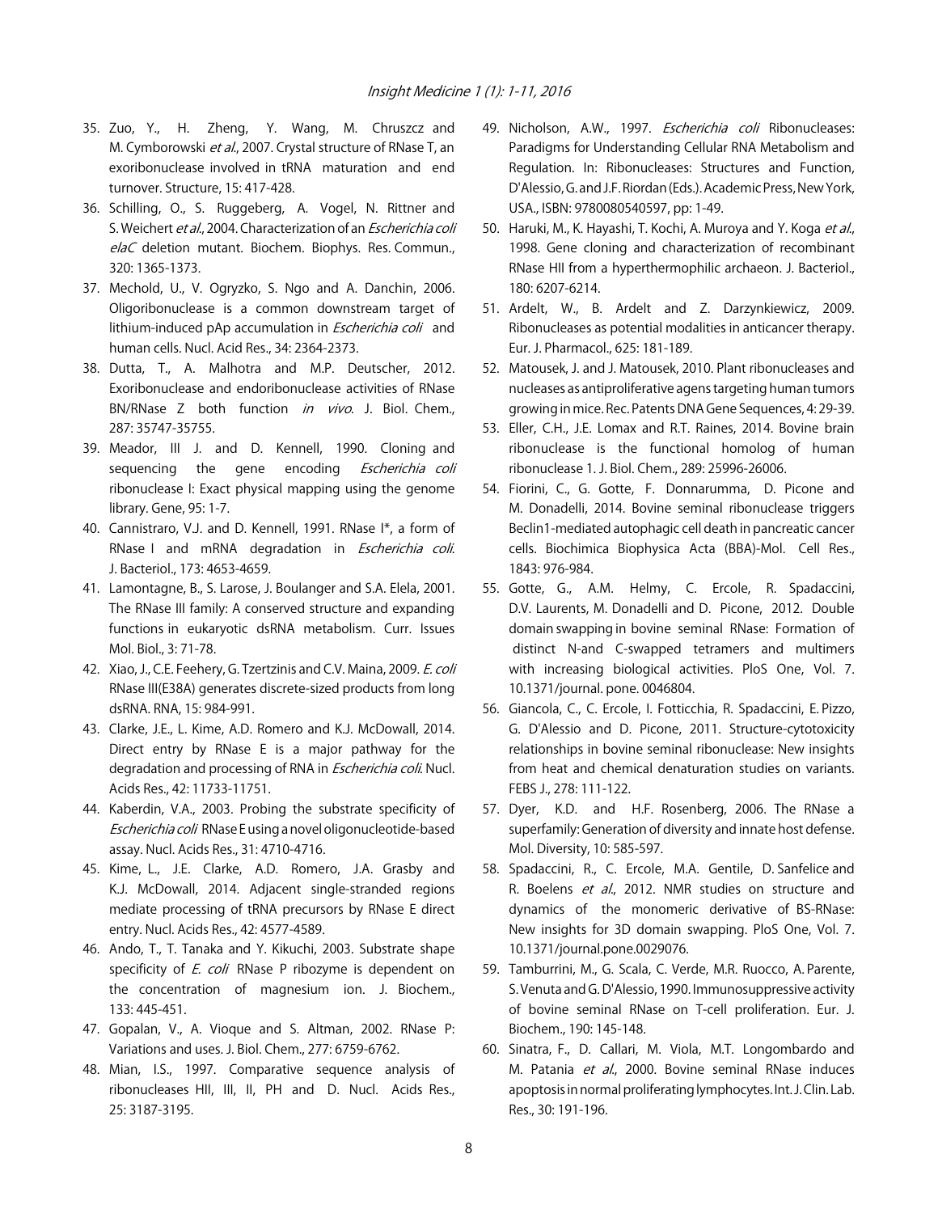35. Zuo, Y., H. Zheng, Y. Wang, M. Chruszcz and M. Cymborowski *et al*., 2007. Crystal structure of RNase T, an exoribonuclease involved in tRNA maturation and end turnover. Structure, 15: 417-428.
36. Schilling, O., S. Ruggeberg, A. Vogel, N. Rittner and S. Weichert *et al*., 2004. Characterization of an *Escherichia coli elaC* deletion mutant. Biochem. Biophys. Res. Commun., 320: 1365-1373.
37. Mechold, U., V. Ogryzko, S. Ngo and A. Danchin, 2006. Oligoribonuclease is a common downstream target of lithium-induced pAp accumulation in *Escherichia coli* and human cells. Nucl. Acid Res., 34: 2364-2373.
38. Dutta, T., A. Malhotra and M.P. Deutscher, 2012. Exoribonuclease and endoribonuclease activities of RNase BN/RNase Z both function *in vivo*. J. Biol. Chem., 287: 35747-35755.
39. Meador, III J. and D. Kennell, 1990. Cloning and sequencing the gene encoding *Escherichia coli* ribonuclease I: Exact physical mapping using the genome library. Gene, 95: 1-7.
40. Cannistraro, V.J. and D. Kennell, 1991. RNase I*, a form of RNase I and mRNA degradation in *Escherichia coli*. J. Bacteriol., 173: 4653-4659.
41. Lamontagne, B., S. Larose, J. Boulanger and S.A. Elela, 2001. The RNase III family: A conserved structure and expanding functions in eukaryotic dsRNA metabolism. Curr. Issues Mol. Biol., 3: 71-78.
42. Xiao, J., C.E. Feehery, G. Tzertzinis and C.V. Maina, 2009. *E. coli* RNase III(E38A) generates discrete-sized products from long dsRNA. RNA, 15: 984-991.
43. Clarke, J.E., L. Kime, A.D. Romero and K.J. McDowall, 2014. Direct entry by RNase E is a major pathway for the degradation and processing of RNA in *Escherichia coli*. Nucl. Acids Res., 42: 11733-11751.
44. Kaberdin, V.A., 2003. Probing the substrate specificity of *Escherichia coli* RNase E using a novel oligonucleotide-based assay. Nucl. Acids Res., 31: 4710-4716.
45. Kime, L., J.E. Clarke, A.D. Romero, J.A. Grasby and K.J. McDowall, 2014. Adjacent single-stranded regions mediate processing of tRNA precursors by RNase E direct entry. Nucl. Acids Res., 42: 4577-4589.
46. Ando, T., T. Tanaka and Y. Kikuchi, 2003. Substrate shape specificity of *E. coli* RNase P ribozyme is dependent on the concentration of magnesium ion. J. Biochem., 133: 445-451.
47. Gopalan, V., A. Vioque and S. Altman, 2002. RNase P: Variations and uses. J. Biol. Chem., 277: 6759-6762.
48. Mian, I.S., 1997. Comparative sequence analysis of ribonucleases HII, III, II, PH and D. Nucl. Acids Res., 25: 3187-3195.
49. Nicholson, A.W., 1997. *Escherichia coli* Ribonucleases: Paradigms for Understanding Cellular RNA Metabolism and Regulation. In: Ribonucleases: Structures and Function, D'Alessio, G. and J.F. Riordan (Eds.). Academic Press, New York, USA., ISBN: 9780080540597, pp: 1-49.
50. Haruki, M., K. Hayashi, T. Kochi, A. Muroya and Y. Koga *et al*., 1998. Gene cloning and characterization of recombinant RNase HII from a hyperthermophilic archaeon. J. Bacteriol., 180: 6207-6214.
51. Ardelt, W., B. Ardelt and Z. Darzynkiewicz, 2009. Ribonucleases as potential modalities in anticancer therapy. Eur. J. Pharmacol., 625: 181-189.
52. Matousek, J. and J. Matousek, 2010. Plant ribonucleases and nucleases as antiproliferative agens targeting human tumors growing in mice. Rec. Patents DNA Gene Sequences, 4: 29-39.
53. Eller, C.H., J.E. Lomax and R.T. Raines, 2014. Bovine brain ribonuclease is the functional homolog of human ribonuclease 1. J. Biol. Chem., 289: 25996-26006.
54. Fiorini, C., G. Gotte, F. Donnarumma, D. Picone and M. Donadelli, 2014. Bovine seminal ribonuclease triggers Beclin1-mediated autophagic cell death in pancreatic cancer cells. Biochimica Biophysica Acta (BBA)-Mol. Cell Res., 1843: 976-984.
55. Gotte, G., A.M. Helmy, C. Ercole, R. Spadaccini, D.V. Laurents, M. Donadelli and D. Picone, 2012. Double domain swapping in bovine seminal RNase: Formation of distinct N-and C-swapped tetramers and multimers with increasing biological activities. PloS One, Vol. 7. 10.1371/journal. pone. 0046804.
56. Giancola, C., C. Ercole, I. Fotticchia, R. Spadaccini, E. Pizzo, G. D'Alessio and D. Picone, 2011. Structure-cytotoxicity relationships in bovine seminal ribonuclease: New insights from heat and chemical denaturation studies on variants. FEBS J., 278: 111-122.
57. Dyer, K.D. and H.F. Rosenberg, 2006. The RNase a superfamily: Generation of diversity and innate host defense. Mol. Diversity, 10: 585-597.
58. Spadaccini, R., C. Ercole, M.A. Gentile, D. Sanfelice and R. Boelens *et al*., 2012. NMR studies on structure and dynamics of the monomeric derivative of BS-RNase: New insights for 3D domain swapping. PloS One, Vol. 7. 10.1371/journal.pone.0029076.
59. Tamburrini, M., G. Scala, C. Verde, M.R. Ruocco, A. Parente, S. Venuta and G. D'Alessio, 1990. Immunosuppressive activity of bovine seminal RNase on T-cell proliferation. Eur. J. Biochem., 190: 145-148.
60. Sinatra, F., D. Callari, M. Viola, M.T. Longombardo and M. Patania *et al*., 2000. Bovine seminal RNase induces apoptosis in normal proliferating lymphocytes. Int. J. Clin. Lab. Res., 30: 191-196.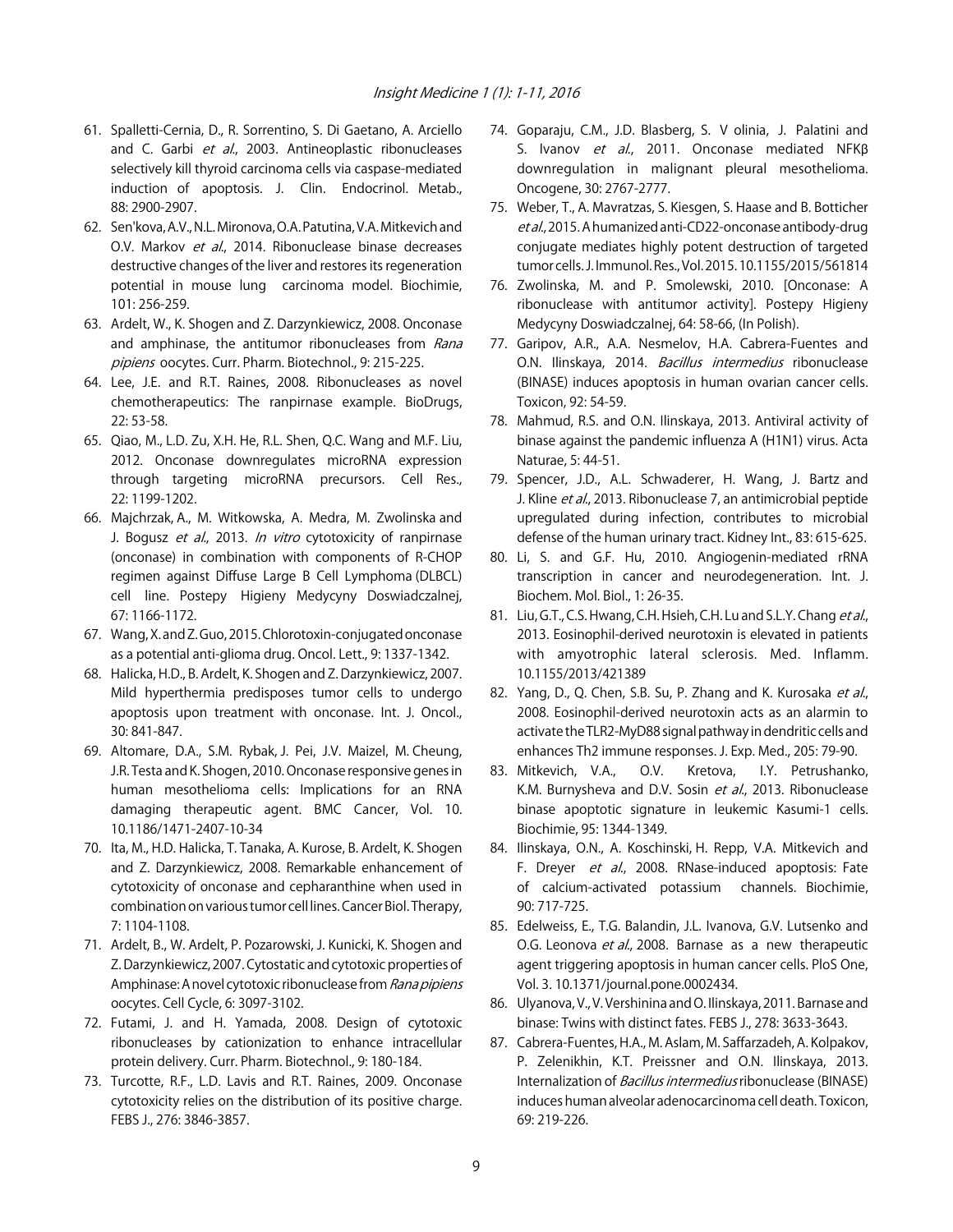61. Spalletti-Cernia, D., R. Sorrentino, S. Di Gaetano, A. Arciello and C. Garbi *et al*., 2003. Antineoplastic ribonucleases selectively kill thyroid carcinoma cells via caspase-mediated induction of apoptosis. J. Clin. Endocrinol. Metab., 88: 2900-2907.
62. Sen'kova, A.V., N.L. Mironova, O.A. Patutina, V.A. Mitkevich and O.V. Markov *et al*., 2014. Ribonuclease binase decreases destructive changes of the liver and restores its regeneration potential in mouse lung carcinoma model. Biochimie, 101: 256-259.
63. Ardelt, W., K. Shogen and Z. Darzynkiewicz, 2008. Onconase and amphinase, the antitumor ribonucleases from *Rana pipiens* oocytes. Curr. Pharm. Biotechnol., 9: 215-225.
64. Lee, J.E. and R.T. Raines, 2008. Ribonucleases as novel chemotherapeutics: The ranpirnase example. BioDrugs, 22: 53-58.
65. Qiao, M., L.D. Zu, X.H. He, R.L. Shen, Q.C. Wang and M.F. Liu, 2012. Onconase downregulates microRNA expression through targeting microRNA precursors. Cell Res., 22: 1199-1202.
66. Majchrzak, A., M. Witkowska, A. Medra, M. Zwolinska and J. Bogusz *et al*., 2013. *In vitro* cytotoxicity of ranpirnase (onconase) in combination with components of R-CHOP regimen against Diffuse Large B Cell Lymphoma (DLBCL) cell line. Postepy Higieny Medycyny Doswiadczalnej, 67: 1166-1172.
67. Wang, X. and Z. Guo, 2015. Chlorotoxin-conjugated onconase as a potential anti-glioma drug. Oncol. Lett., 9: 1337-1342.
68. Halicka, H.D., B. Ardelt, K. Shogen and Z. Darzynkiewicz, 2007. Mild hyperthermia predisposes tumor cells to undergo apoptosis upon treatment with onconase. Int. J. Oncol., 30: 841-847.
69. Altomare, D.A., S.M. Rybak, J. Pei, J.V. Maizel, M. Cheung, J.R. Testa and K. Shogen, 2010. Onconase responsive genes in human mesothelioma cells: Implications for an RNA damaging therapeutic agent. BMC Cancer, Vol. 10. 10.1186/1471-2407-10-34
70. Ita, M., H.D. Halicka, T. Tanaka, A. Kurose, B. Ardelt, K. Shogen and Z. Darzynkiewicz, 2008. Remarkable enhancement of cytotoxicity of onconase and cepharanthine when used in combination on various tumor cell lines. Cancer Biol. Therapy, 7: 1104-1108.
71. Ardelt, B., W. Ardelt, P. Pozarowski, J. Kunicki, K. Shogen and Z. Darzynkiewicz, 2007. Cytostatic and cytotoxic properties of Amphinase: A novel cytotoxic ribonuclease from *Rana pipiens* oocytes. Cell Cycle, 6: 3097-3102.
72. Futami, J. and H. Yamada, 2008. Design of cytotoxic ribonucleases by cationization to enhance intracellular protein delivery. Curr. Pharm. Biotechnol., 9: 180-184.
73. Turcotte, R.F., L.D. Lavis and R.T. Raines, 2009. Onconase cytotoxicity relies on the distribution of its positive charge. FEBS J., 276: 3846-3857.
74. Goparaju, C.M., J.D. Blasberg, S. V olinia, J. Palatini and S. Ivanov *et al*., 2011. Onconase mediated NFKβ downregulation in malignant pleural mesothelioma. Oncogene, 30: 2767-2777.
75. Weber, T., A. Mavratzas, S. Kiesgen, S. Haase and B. Botticher *et al*., 2015. A humanized anti-CD22-onconase antibody-drug conjugate mediates highly potent destruction of targeted tumor cells. J. Immunol. Res., Vol. 2015. 10.1155/2015/561814
76. Zwolinska, M. and P. Smolewski, 2010. [Onconase: A ribonuclease with antitumor activity]. Postepy Higieny Medycyny Doswiadczalnej, 64: 58-66, (In Polish).
77. Garipov, A.R., A.A. Nesmelov, H.A. Cabrera-Fuentes and O.N. Ilinskaya, 2014. *Bacillus intermedius* ribonuclease (BINASE) induces apoptosis in human ovarian cancer cells. Toxicon, 92: 54-59.
78. Mahmud, R.S. and O.N. Ilinskaya, 2013. Antiviral activity of binase against the pandemic influenza A (H1N1) virus. Acta Naturae, 5: 44-51.
79. Spencer, J.D., A.L. Schwaderer, H. Wang, J. Bartz and J. Kline *et al*., 2013. Ribonuclease 7, an antimicrobial peptide upregulated during infection, contributes to microbial defense of the human urinary tract. Kidney Int., 83: 615-625.
80. Li, S. and G.F. Hu, 2010. Angiogenin-mediated rRNA transcription in cancer and neurodegeneration. Int. J. Biochem. Mol. Biol., 1: 26-35.
81. Liu, G.T., C.S. Hwang, C.H. Hsieh, C.H. Lu and S.L.Y. Chang *et al*., 2013. Eosinophil-derived neurotoxin is elevated in patients with amyotrophic lateral sclerosis. Med. Inflamm. 10.1155/2013/421389
82. Yang, D., Q. Chen, S.B. Su, P. Zhang and K. Kurosaka *et al*., 2008. Eosinophil-derived neurotoxin acts as an alarmin to activate the TLR2-MyD88 signal pathway in dendritic cells and enhances Th2 immune responses. J. Exp. Med., 205: 79-90.
83. Mitkevich, V.A., O.V. Kretova, I.Y. Petrushanko, K.M. Burnysheva and D.V. Sosin *et al*., 2013. Ribonuclease binase apoptotic signature in leukemic Kasumi-1 cells. Biochimie, 95: 1344-1349.
84. Ilinskaya, O.N., A. Koschinski, H. Repp, V.A. Mitkevich and F. Dreyer *et al*., 2008. RNase-induced apoptosis: Fate of calcium-activated potassium channels. Biochimie, 90: 717-725.
85. Edelweiss, E., T.G. Balandin, J.L. Ivanova, G.V. Lutsenko and O.G. Leonova *et al*., 2008. Barnase as a new therapeutic agent triggering apoptosis in human cancer cells. PloS One, Vol. 3. 10.1371/journal.pone.0002434.
86. Ulyanova, V., V. Vershinina and O. Ilinskaya, 2011. Barnase and binase: Twins with distinct fates. FEBS J., 278: 3633-3643.
87. Cabrera-Fuentes, H.A., M. Aslam, M. Saffarzadeh, A. Kolpakov, P. Zelenikhin, K.T. Preissner and O.N. Ilinskaya, 2013. Internalization of *Bacillus intermedius* ribonuclease (BINASE) induces human alveolar adenocarcinoma cell death. Toxicon, 69: 219-226.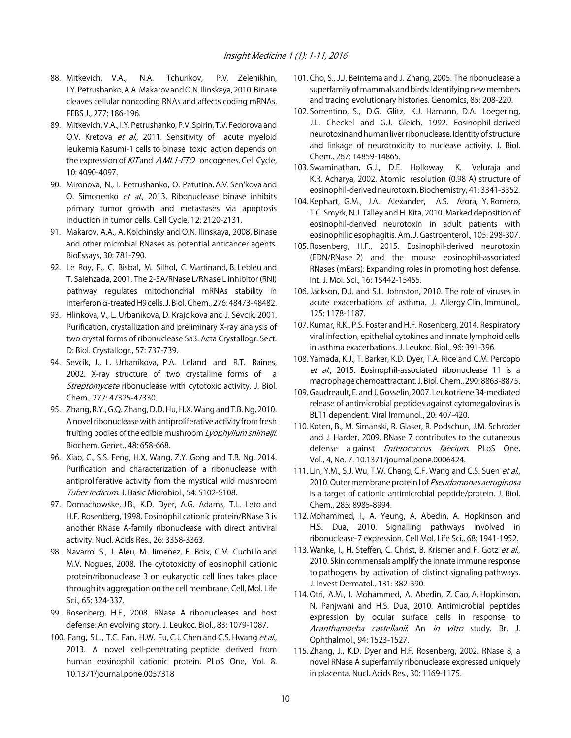88. Mitkevich, V.A., N.A. Tchurikov, P.V. Zelenikhin, I.Y. Petrushanko, A.A. Makarov and O.N. Ilinskaya, 2010. Binase cleaves cellular noncoding RNAs and affects coding mRNAs. FEBS J., 277: 186-196.

89. Mitkevich, V.A., I.Y. Petrushanko, P.V. Spirin, T.V. Fedorova and O.V. Kretova *et al*., 2011. Sensitivity of acute myeloid leukemia Kasumi-1 cells to binase toxic action depends on the expression of *KIT* and *AML1-ETO* oncogenes. Cell Cycle, 10: 4090-4097.

90. Mironova, N., I. Petrushanko, O. Patutina, A.V. Sen'kova and O. Simonenko *et al*., 2013. Ribonuclease binase inhibits primary tumor growth and metastases via apoptosis induction in tumor cells. Cell Cycle, 12: 2120-2131.

91. Makarov, A.A., A. Kolchinsky and O.N. Ilinskaya, 2008. Binase and other microbial RNases as potential anticancer agents. BioEssays, 30: 781-790.

92. Le Roy, F., C. Bisbal, M. Silhol, C. Martinand, B. Lebleu and T. Salehzada, 2001. The 2-5A/RNase L/RNase L inhibitor (RNI) pathway regulates mitochondrial mRNAs stability in interferon α-treated H9 cells. J. Biol. Chem., 276: 48473-48482.

93. Hlinkova, V., L. Urbanikova, D. Krajcikova and J. Sevcik, 2001. Purification, crystallization and preliminary X-ray analysis of two crystal forms of ribonuclease Sa3. Acta Crystallogr. Sect. D: Biol. Crystallogr., 57: 737-739.

94. Sevcik, J., L. Urbanikova, P.A. Leland and R.T. Raines, 2002. X-ray structure of two crystalline forms of a *Streptomycete* ribonuclease with cytotoxic activity. J. Biol. Chem., 277: 47325-47330.

95. Zhang, R.Y., G.Q. Zhang, D.D. Hu, H.X. Wang and T.B. Ng, 2010. A novel ribonuclease with antiproliferative activity from fresh fruiting bodies of the edible mushroom *Lyophyllum shimeiji*. Biochem. Genet., 48: 658-668.

96. Xiao, C., S.S. Feng, H.X. Wang, Z.Y. Gong and T.B. Ng, 2014. Purification and characterization of a ribonuclease with antiproliferative activity from the mystical wild mushroom *Tuber indicum*. J. Basic Microbiol., 54: S102-S108.

97. Domachowske, J.B., K.D. Dyer, A.G. Adams, T.L. Leto and H.F. Rosenberg, 1998. Eosinophil cationic protein/RNase 3 is another RNase A-family ribonuclease with direct antiviral activity. Nucl. Acids Res., 26: 3358-3363.

98. Navarro, S., J. Aleu, M. Jimenez, E. Boix, C.M. Cuchillo and M.V. Nogues, 2008. The cytotoxicity of eosinophil cationic protein/ribonuclease 3 on eukaryotic cell lines takes place through its aggregation on the cell membrane. Cell. Mol. Life Sci., 65: 324-337.

99. Rosenberg, H.F., 2008. RNase A ribonucleases and host defense: An evolving story. J. Leukoc. Biol., 83: 1079-1087.

100. Fang, S.L., T.C. Fan, H.W. Fu, C.J. Chen and C.S. Hwang *et al*., 2013. A novel cell-penetrating peptide derived from human eosinophil cationic protein. PLoS One, Vol. 8. 10.1371/journal.pone.0057318

101. Cho, S., J.J. Beintema and J. Zhang, 2005. The ribonuclease a superfamily of mammals and birds: Identifying new members and tracing evolutionary histories. Genomics, 85: 208-220.

102. Sorrentino, S., D.G. Glitz, K.J. Hamann, D.A. Loegering, J.L. Checkel and G.J. Gleich, 1992. Eosinophil-derived neurotoxin and human liver ribonuclease. Identity of structure and linkage of neurotoxicity to nuclease activity. J. Biol. Chem., 267: 14859-14865.

103. Swaminathan, G.J., D.E. Holloway, K. Veluraja and K.R. Acharya, 2002. Atomic resolution (0.98 A) structure of eosinophil-derived neurotoxin. Biochemistry, 41: 3341-3352.

104. Kephart, G.M., J.A. Alexander, A.S. Arora, Y. Romero, T.C. Smyrk, N.J. Talley and H. Kita, 2010. Marked deposition of eosinophil-derived neurotoxin in adult patients with eosinophilic esophagitis. Am. J. Gastroenterol., 105: 298-307.

105. Rosenberg, H.F., 2015. Eosinophil-derived neurotoxin (EDN/RNase 2) and the mouse eosinophil-associated RNases (mEars): Expanding roles in promoting host defense. Int. J. Mol. Sci., 16: 15442-15455.

106. Jackson, D.J. and S.L. Johnston, 2010. The role of viruses in acute exacerbations of asthma. J. Allergy Clin. Immunol., 125: 1178-1187.

107. Kumar, R.K., P.S. Foster and H.F. Rosenberg, 2014. Respiratory viral infection, epithelial cytokines and innate lymphoid cells in asthma exacerbations. J. Leukoc. Biol., 96: 391-396.

108. Yamada, K.J., T. Barker, K.D. Dyer, T.A. Rice and C.M. Percopo *et al*., 2015. Eosinophil-associated ribonuclease 11 is a macrophage chemoattractant. J. Biol. Chem., 290: 8863-8875.

109. Gaudreault, E. and J. Gosselin, 2007. Leukotriene B4-mediated release of antimicrobial peptides against cytomegalovirus is BLT1 dependent. Viral Immunol., 20: 407-420.

110. Koten, B., M. Simanski, R. Glaser, R. Podschun, J.M. Schroder and J. Harder, 2009. RNase 7 contributes to the cutaneous defense a gainst *Enterococcus faecium*. PLoS One, Vol., 4, No. 7. 10.1371/journal.pone.0006424.

111. Lin, Y.M., S.J. Wu, T.W. Chang, C.F. Wang and C.S. Suen *et al*., 2010. Outer membrane protein I of *Pseudomonas aeruginosa* is a target of cationic antimicrobial peptide/protein. J. Biol. Chem., 285: 8985-8994.

112. Mohammed, I., A. Yeung, A. Abedin, A. Hopkinson and H.S. Dua, 2010. Signalling pathways involved in ribonuclease-7 expression. Cell Mol. Life Sci., 68: 1941-1952.

113. Wanke, I., H. Steffen, C. Christ, B. Krismer and F. Gotz *et al*., 2010. Skin commensals amplify the innate immune response to pathogens by activation of distinct signaling pathways. J. Invest Dermatol., 131: 382-390.

114. Otri, A.M., I. Mohammed, A. Abedin, Z. Cao, A. Hopkinson, N. Panjwani and H.S. Dua, 2010. Antimicrobial peptides expression by ocular surface cells in response to *Acanthamoeba castellanii*: An *in vitro* study. Br. J. Ophthalmol., 94: 1523-1527.

115. Zhang, J., K.D. Dyer and H.F. Rosenberg, 2002. RNase 8, a novel RNase A superfamily ribonuclease expressed uniquely in placenta. Nucl. Acids Res., 30: 1169-1175.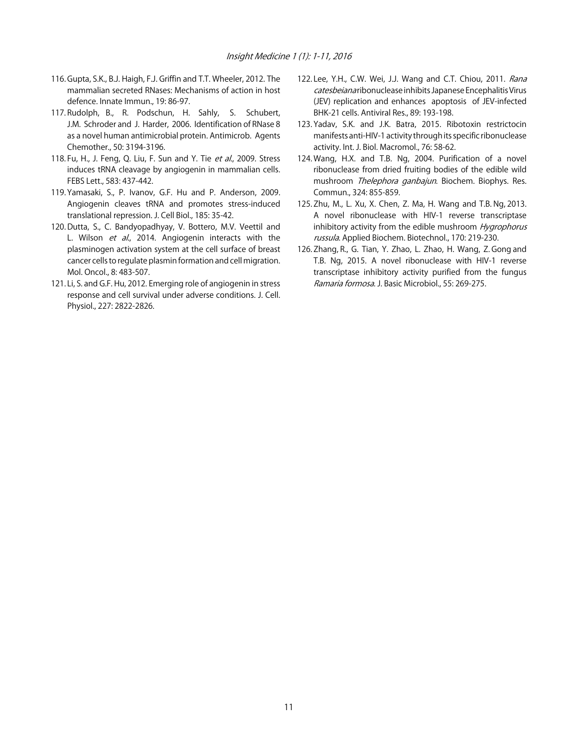116. Gupta, S.K., B.J. Haigh, F.J. Griffin and T.T. Wheeler, 2012. The mammalian secreted RNases: Mechanisms of action in host defence. Innate Immun., 19: 86-97.

117. Rudolph, B., R. Podschun, H. Sahly, S. Schubert, J.M. Schroder and J. Harder, 2006. Identification of RNase 8 as a novel human antimicrobial protein. Antimicrob. Agents Chemother., 50: 3194-3196.

118. Fu, H., J. Feng, Q. Liu, F. Sun and Y. Tie *et al*., 2009. Stress induces tRNA cleavage by angiogenin in mammalian cells. FEBS Lett., 583: 437-442.

119. Yamasaki, S., P. Ivanov, G.F. Hu and P. Anderson, 2009. Angiogenin cleaves tRNA and promotes stress-induced translational repression. J. Cell Biol., 185: 35-42.

120. Dutta, S., C. Bandyopadhyay, V. Bottero, M.V. Veettil and L. Wilson *et al*., 2014. Angiogenin interacts with the plasminogen activation system at the cell surface of breast cancer cells to regulate plasmin formation and cell migration. Mol. Oncol., 8: 483-507.

121. Li, S. and G.F. Hu, 2012. Emerging role of angiogenin in stress response and cell survival under adverse conditions. J. Cell. Physiol., 227: 2822-2826.

122. Lee, Y.H., C.W. Wei, J.J. Wang and C.T. Chiou, 2011. *Rana catesbeiana* ribonuclease inhibits Japanese Encephalitis Virus (JEV) replication and enhances apoptosis of JEV-infected BHK-21 cells. Antiviral Res., 89: 193-198.

123. Yadav, S.K. and J.K. Batra, 2015. Ribotoxin restrictocin manifests anti-HIV-1 activity through its specific ribonuclease activity. Int. J. Biol. Macromol., 76: 58-62.

124. Wang, H.X. and T.B. Ng, 2004. Purification of a novel ribonuclease from dried fruiting bodies of the edible wild mushroom *Thelephora ganbajun*. Biochem. Biophys. Res. Commun., 324: 855-859.

125. Zhu, M., L. Xu, X. Chen, Z. Ma, H. Wang and T.B. Ng, 2013. A novel ribonuclease with HIV-1 reverse transcriptase inhibitory activity from the edible mushroom *Hygrophorus russula*. Applied Biochem. Biotechnol., 170: 219-230.

126. Zhang, R., G. Tian, Y. Zhao, L. Zhao, H. Wang, Z. Gong and T.B. Ng, 2015. A novel ribonuclease with HIV-1 reverse transcriptase inhibitory activity purified from the fungus *Ramaria formosa*. J. Basic Microbiol., 55: 269-275.